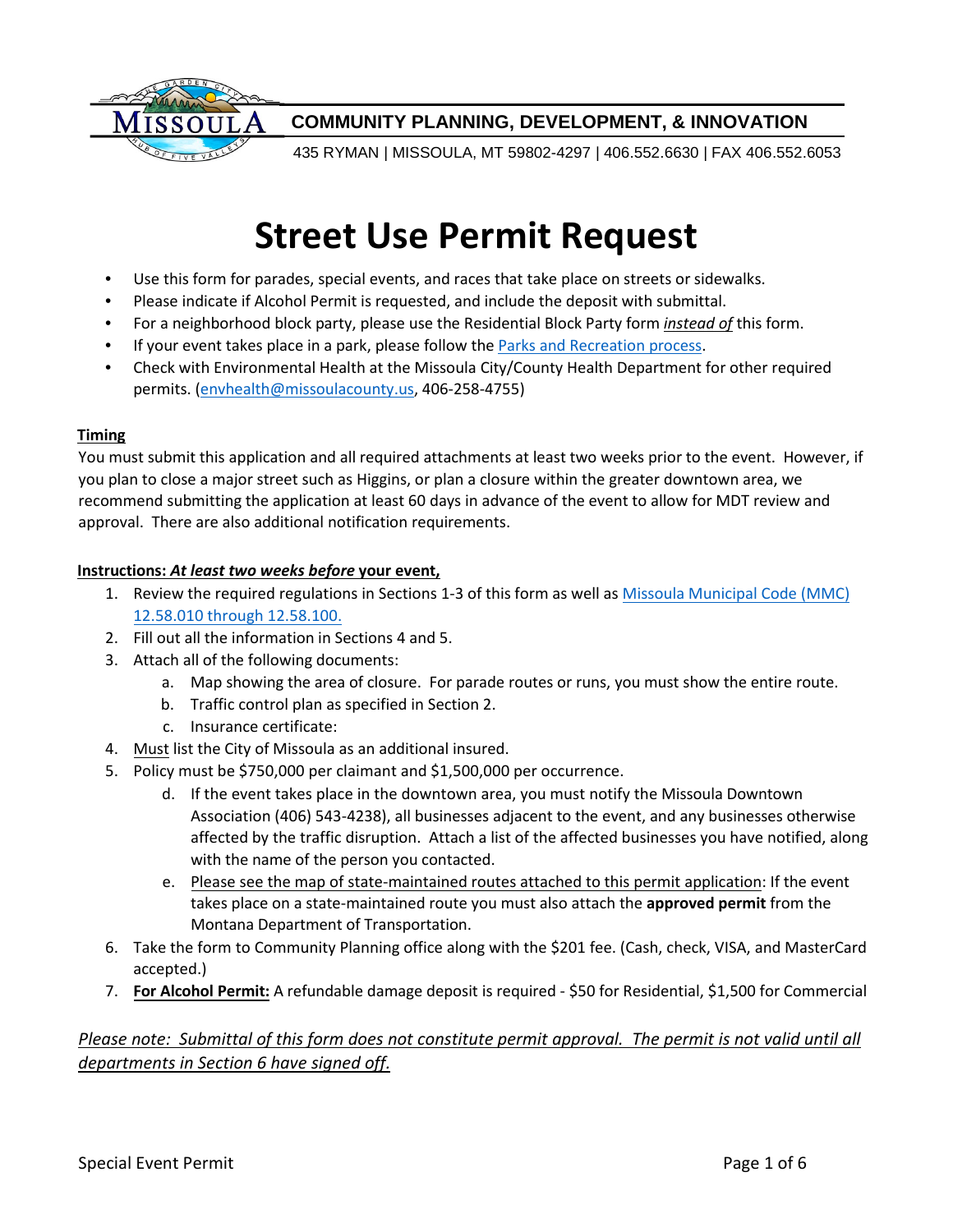**COMMUNITY PLANNING, DEVELOPMENT, & INNOVATION**

435 RYMAN | MISSOULA, MT 59802-4297 | 406.552.6630 | FAX 406.552.6053

# Street Use Permit Request

- Use this form for parades, special events, and races that take place on streets or sidewalks.
- Please indicate if Alcohol Permit is requested, and include the deposit with submittal.
- For a neighborhood block party, please use the Residential Block Party form *instead of* this form.
- If your event takes place in a park, please follow the Parks and Recreation process.
- Check with Environmental Health at the Missoula City/County Health Department for other required permits. (envhealth@missoulacounty.us, 406-258-4755)

**Timing**

You must submit this application and all required attachments at least two weeks prior to the event. However, if you plan to close a major street such as Higgins, or plan a closure within the greater downtown area, we recommend submitting the application at least 60 days in advance of the event to allow for MDT review and approval. There are also additional notification requirements.

**Instructions: *At least two weeks before* your event,**

1. Review the required regulations in Sections 1-3 of this form as well as Missoula Municipal Code (MMC) 12.58.010 through 12.58.100.
2. Fill out all the information in Sections 4 and 5.
3. Attach all of the following documents:
   a. Map showing the area of closure. For parade routes or runs, you must show the entire route.
   b. Traffic control plan as specified in Section 2.
   c. Insurance certificate:
4. Must list the City of Missoula as an additional insured.
5. Policy must be $750,000 per claimant and $1,500,000 per occurrence.
   d. If the event takes place in the downtown area, you must notify the Missoula Downtown Association (406) 543-4238), all businesses adjacent to the event, and any businesses otherwise affected by the traffic disruption. Attach a list of the affected businesses you have notified, along with the name of the person you contacted.
   e. Please see the map of state-maintained routes attached to this permit application: If the event takes place on a state-maintained route you must also attach the **approved permit** from the Montana Department of Transportation.
6. Take the form to Community Planning office along with the $201 fee. (Cash, check, VISA, and MasterCard accepted.)
7. **For Alcohol Permit:** A refundable damage deposit is required - $50 for Residential, $1,500 for Commercial

*Please note: Submittal of this form does not constitute permit approval. The permit is not valid until all departments in Section 6 have signed off.*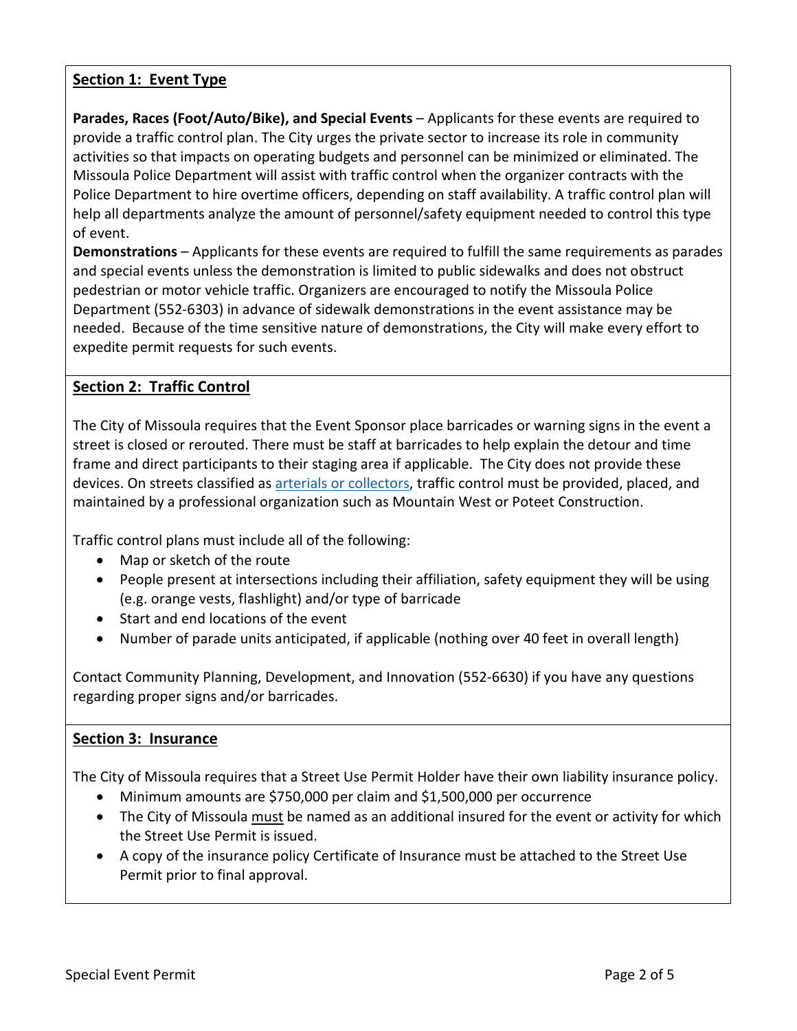## Section 1: Event Type

**Parades, Races (Foot/Auto/Bike), and Special Events** – Applicants for these events are required to provide a traffic control plan. The City urges the private sector to increase its role in community activities so that impacts on operating budgets and personnel can be minimized or eliminated. The Missoula Police Department will assist with traffic control when the organizer contracts with the Police Department to hire overtime officers, depending on staff availability. A traffic control plan will help all departments analyze the amount of personnel/safety equipment needed to control this type of event.

**Demonstrations** – Applicants for these events are required to fulfill the same requirements as parades and special events unless the demonstration is limited to public sidewalks and does not obstruct pedestrian or motor vehicle traffic. Organizers are encouraged to notify the Missoula Police Department (552-6303) in advance of sidewalk demonstrations in the event assistance may be needed. Because of the time sensitive nature of demonstrations, the City will make every effort to expedite permit requests for such events.

## Section 2: Traffic Control

The City of Missoula requires that the Event Sponsor place barricades or warning signs in the event a street is closed or rerouted. There must be staff at barricades to help explain the detour and time frame and direct participants to their staging area if applicable. The City does not provide these devices. On streets classified as arterials or collectors, traffic control must be provided, placed, and maintained by a professional organization such as Mountain West or Poteet Construction.

Traffic control plans must include all of the following:

- Map or sketch of the route
- People present at intersections including their affiliation, safety equipment they will be using (e.g. orange vests, flashlight) and/or type of barricade
- Start and end locations of the event
- Number of parade units anticipated, if applicable (nothing over 40 feet in overall length)

Contact Community Planning, Development, and Innovation (552-6630) if you have any questions regarding proper signs and/or barricades.

## Section 3: Insurance

The City of Missoula requires that a Street Use Permit Holder have their own liability insurance policy.

- Minimum amounts are $750,000 per claim and $1,500,000 per occurrence
- The City of Missoula must be named as an additional insured for the event or activity for which the Street Use Permit is issued.
- A copy of the insurance policy Certificate of Insurance must be attached to the Street Use Permit prior to final approval.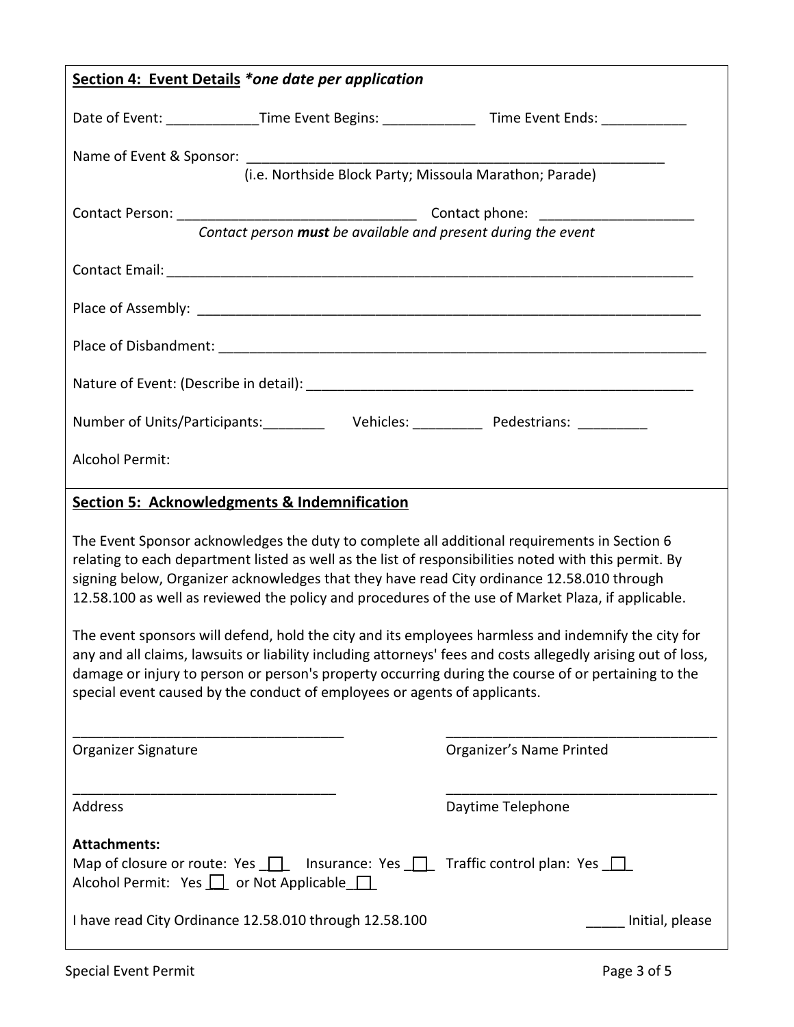**Section 4: Event Details** ***one date per application***

Date of Event: ____________ Time Event Begins: ____________ Time Event Ends: ___________

Name of Event & Sponsor: ________________________________________________________
(i.e. Northside Block Party; Missoula Marathon; Parade)

Contact Person: ________________________________ Contact phone: ____________________
*Contact person* ***must*** *be available and present during the event*

Contact Email: _______________________________________________________________________

Place of Assembly: ____________________________________________________________________

Place of Disbandment: _________________________________________________________________

Nature of Event: (Describe in detail): ___________________________________________________

Number of Units/Participants:________ Vehicles: _________ Pedestrians: _________

Alcohol Permit:

**Section 5: Acknowledgments & Indemnification**

The Event Sponsor acknowledges the duty to complete all additional requirements in Section 6 relating to each department listed as well as the list of responsibilities noted with this permit. By signing below, Organizer acknowledges that they have read City ordinance 12.58.010 through 12.58.100 as well as reviewed the policy and procedures of the use of Market Plaza, if applicable.

The event sponsors will defend, hold the city and its employees harmless and indemnify the city for any and all claims, lawsuits or liability including attorneys' fees and costs allegedly arising out of loss, damage or injury to person or person's property occurring during the course of or pertaining to the special event caused by the conduct of employees or agents of applicants.

___________________________________ ___________________________________
Organizer Signature Organizer's Name Printed

___________________________________ ___________________________________
Address Daytime Telephone

**Attachments:**
Map of closure or route: Yes ☐ Insurance: Yes ☐ Traffic control plan: Yes ☐
Alcohol Permit: Yes ☐ or Not Applicable ☐

I have read City Ordinance 12.58.010 through 12.58.100 _____ Initial, please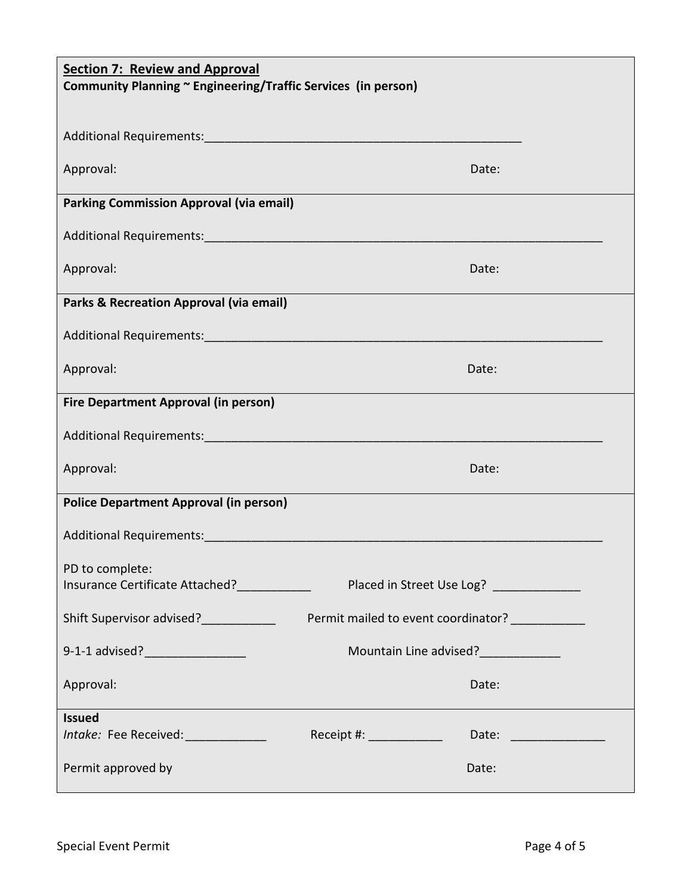## Section 7: Review and Approval

**Community Planning ~ Engineering/Traffic Services (in person)**

Additional Requirements:_________________________________________________

Approval: Date:

**Parking Commission Approval (via email)**

Additional Requirements:_____________________________________________________________

Approval: Date:

**Parks & Recreation Approval (via email)**

Additional Requirements:_____________________________________________________________

Approval: Date:

**Fire Department Approval (in person)**

Additional Requirements:_____________________________________________________________

Approval: Date:

**Police Department Approval (in person)**

Additional Requirements:_____________________________________________________________

PD to complete:
Insurance Certificate Attached?___________ Placed in Street Use Log? _____________

Shift Supervisor advised?___________ Permit mailed to event coordinator? ___________

9-1-1 advised?_______________ Mountain Line advised?____________

Approval: Date:

**Issued**

*Intake:* Fee Received:____________ Receipt #: ___________ Date: ______________

Permit approved by Date: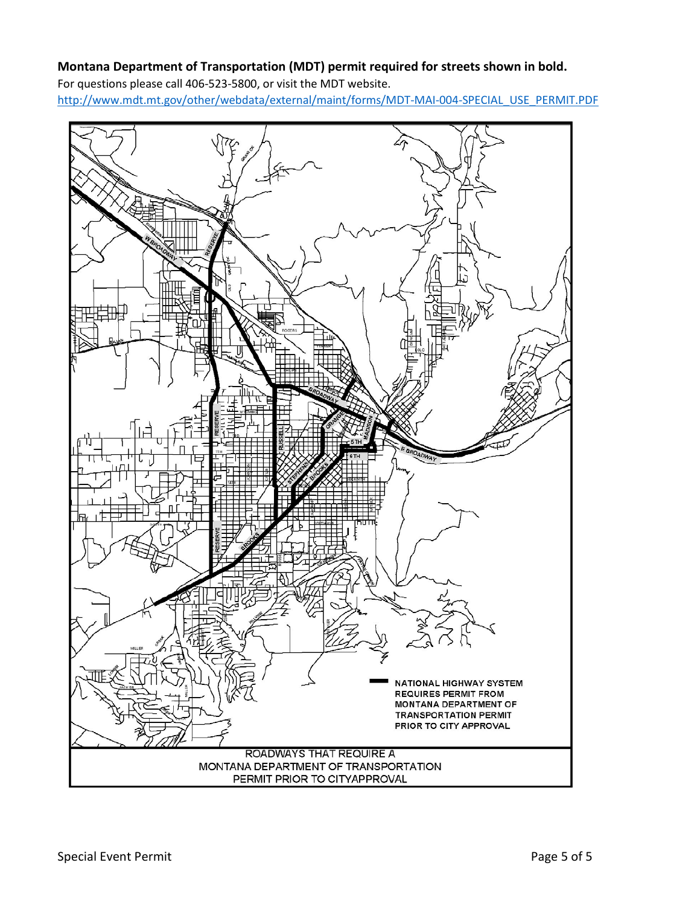**Montana Department of Transportation (MDT) permit required for streets shown in bold.**

For questions please call 406-523-5800, or visit the MDT website.

http://www.mdt.mt.gov/other/webdata/external/maint/forms/MDT-MAI-004-SPECIAL_USE_PERMIT.PDF

NATIONAL HIGHWAY SYSTEM REQUIRES PERMIT FROM MONTANA DEPARTMENT OF TRANSPORTATION PERMIT PRIOR TO CITY APPROVAL

ROADWAYS THAT REQUIRE A MONTANA DEPARTMENT OF TRANSPORTATION PERMIT PRIOR TO CITYAPPROVAL